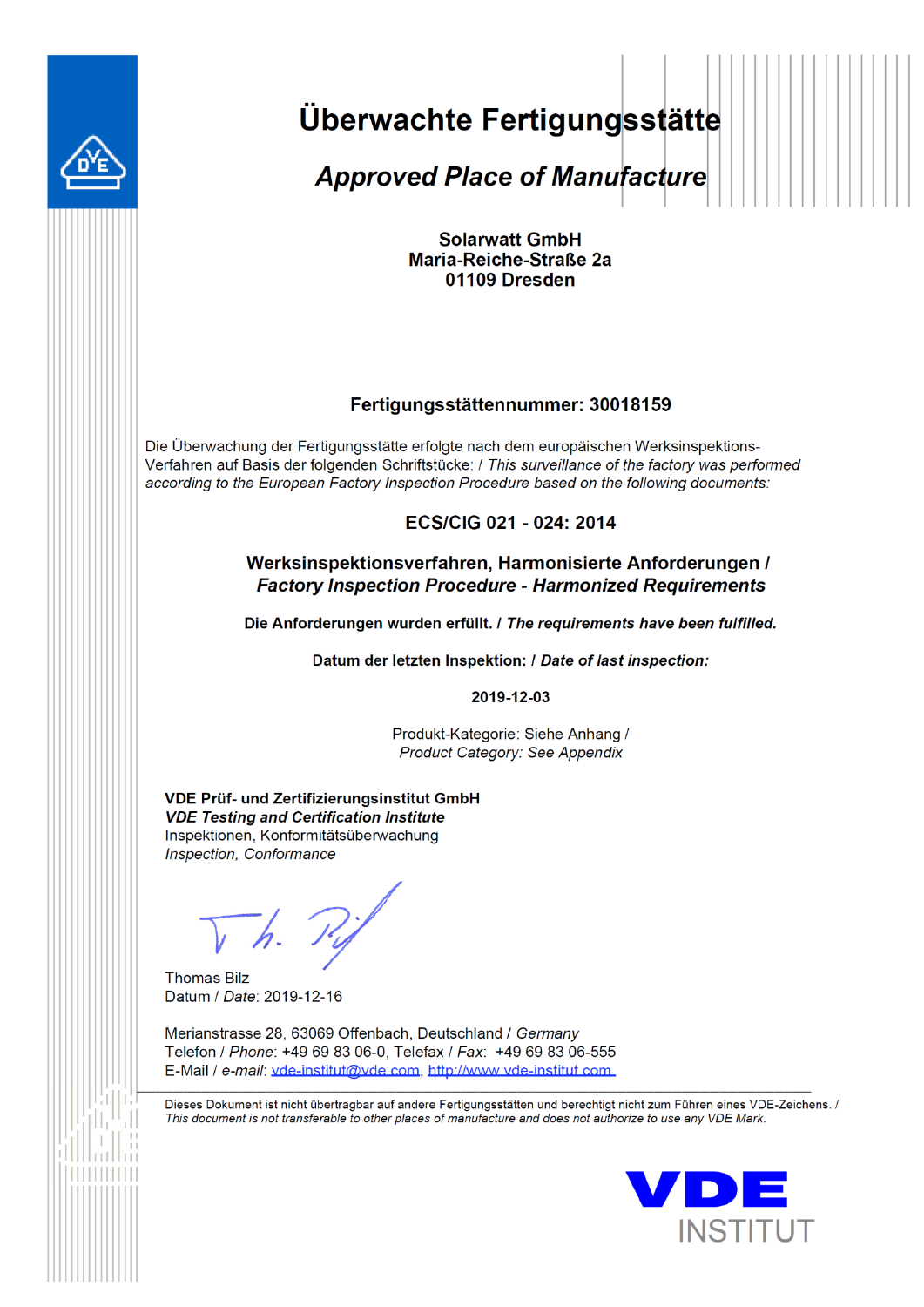# Überwachte Fertigungsstätte

## *Approved Place of Manufacture*

**Solarwatt GmbH**
**Maria-Reiche-Straße 2a**
**01109 Dresden**

**Fertigungsstättennummer: 30018159**

Die Überwachung der Fertigungsstätte erfolgte nach dem europäischen Werksinspektions-Verfahren auf Basis der folgenden Schriftstücke: / *This surveillance of the factory was performed according to the European Factory Inspection Procedure based on the following documents:*

**ECS/CIG 021 - 024: 2014**

**Werksinspektionsverfahren, Harmonisierte Anforderungen /**
***Factory Inspection Procedure - Harmonized Requirements***

**Die Anforderungen wurden erfüllt. / *The requirements have been fulfilled.***

**Datum der letzten Inspektion: / *Date of last inspection:***

**2019-12-03**

Produkt-Kategorie: Siehe Anhang /
*Product Category: See Appendix*

**VDE Prüf- und Zertifizierungsinstitut GmbH**
***VDE Testing and Certification Institute***
Inspektionen, Konformitätsüberwachung
*Inspection, Conformance*

Thomas Bilz
Datum / *Date*: 2019-12-16

Merianstrasse 28, 63069 Offenbach, Deutschland / *Germany*
Telefon / *Phone*: +49 69 83 06-0, Telefax / *Fax*: +49 69 83 06-555
E-Mail / *e-mail*: vde-institut@vde.com, http://www.vde-institut.com

Dieses Dokument ist nicht übertragbar auf andere Fertigungsstätten und berechtigt nicht zum Führen eines VDE-Zeichens. /
*This document is not transferable to other places of manufacture and does not authorize to use any VDE Mark.*

VDE INSTITUT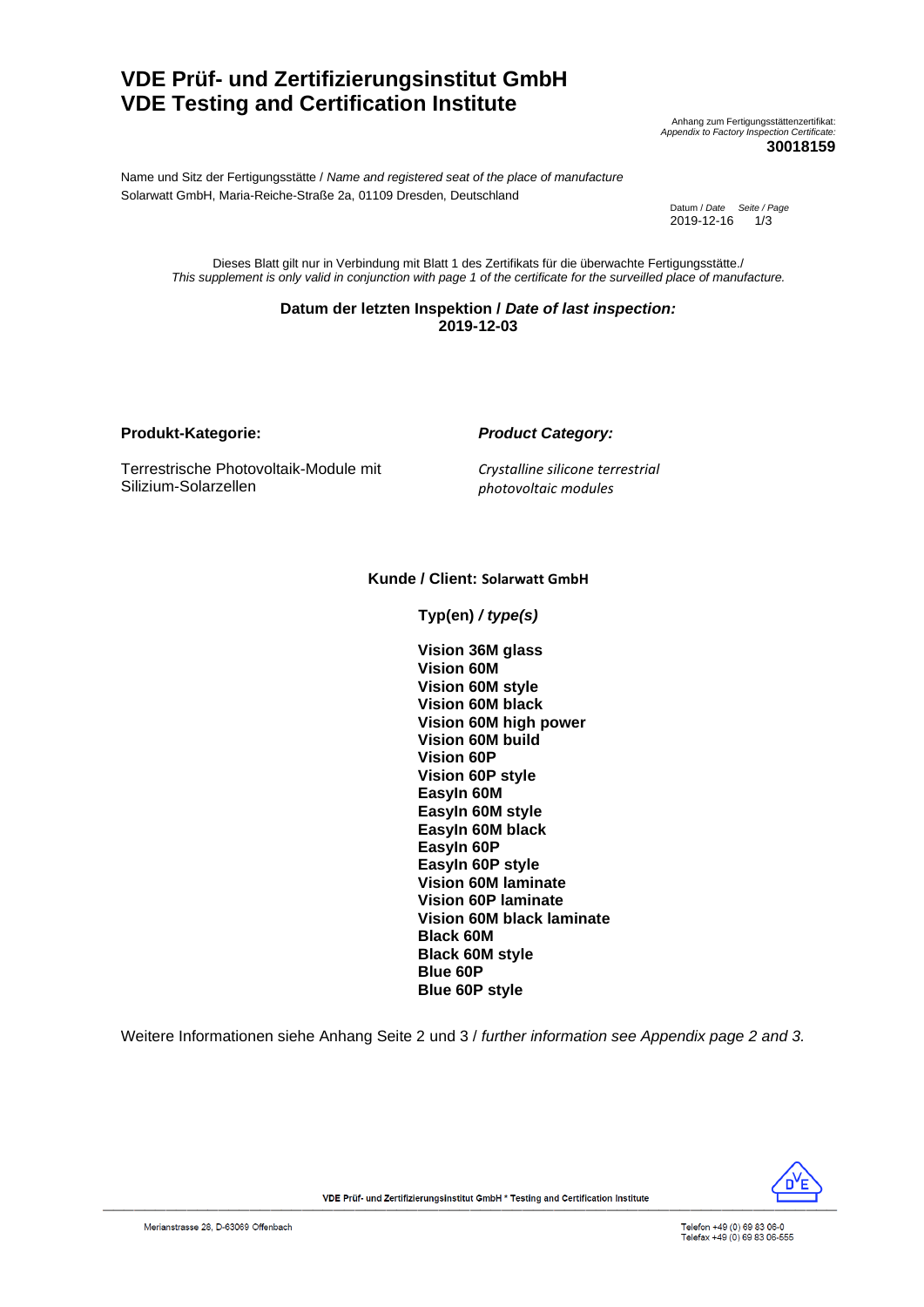# VDE Prüf- und Zertifizierungsinstitut GmbH
# VDE Testing and Certification Institute

Anhang zum Fertigungsstättenzertifikat:
*Appendix to Factory Inspection Certificate:*
**30018159**

Name und Sitz der Fertigungsstätte / *Name and registered seat of the place of manufacture*
Solarwatt GmbH, Maria-Reiche-Straße 2a, 01109 Dresden, Deutschland

Datum / *Date* Seite / *Page*
2019-12-16 1/3

Dieses Blatt gilt nur in Verbindung mit Blatt 1 des Zertifikats für die überwachte Fertigungsstätte./
*This supplement is only valid in conjunction with page 1 of the certificate for the surveilled place of manufacture.*

**Datum der letzten Inspektion / *Date of last inspection:***
**2019-12-03**

**Produkt-Kategorie:**

Terrestrische Photovoltaik-Module mit Silizium-Solarzellen

***Product Category:***

*Crystalline silicone terrestrial photovoltaic modules*

**Kunde / Client: Solarwatt GmbH**

**Typ(en) / *type(s)***

**Vision 36M glass**
**Vision 60M**
**Vision 60M style**
**Vision 60M black**
**Vision 60M high power**
**Vision 60M build**
**Vision 60P**
**Vision 60P style**
**EasyIn 60M**
**EasyIn 60M style**
**EasyIn 60M black**
**EasyIn 60P**
**EasyIn 60P style**
**Vision 60M laminate**
**Vision 60P laminate**
**Vision 60M black laminate**
**Black 60M**
**Black 60M style**
**Blue 60P**
**Blue 60P style**

Weitere Informationen siehe Anhang Seite 2 und 3 / *further information see Appendix page 2 and 3.*

VDE Prüf- und Zertifizierungsinstitut GmbH * Testing and Certification Institute

Merianstrasse 28, D-63069 Offenbach

Telefon +49 (0) 69 83 06-0
Telefax +49 (0) 69 83 06-555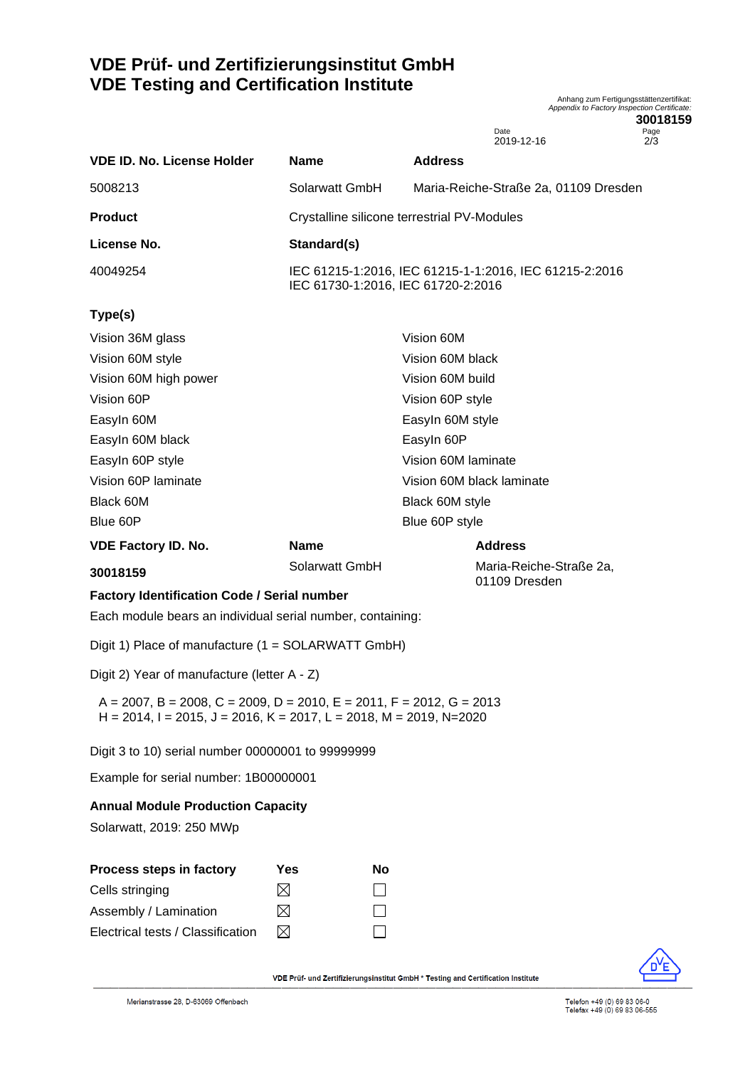# VDE Prüf- und Zertifizierungsinstitut GmbH
# VDE Testing and Certification Institute

Anhang zum Fertigungsstättenzertifikat:
*Appendix to Factory Inspection Certificate:*
**30018159**

Date 2019-12-16

| VDE ID. No. License Holder | Name | Address |
|---|---|---|
| 5008213 | Solarwatt GmbH | Maria-Reiche-Straße 2a, 01109 Dresden |

**Product** Crystalline silicone terrestrial PV-Modules

| License No. | Standard(s) |
|---|---|
| 40049254 | IEC 61215-1:2016, IEC 61215-1-1:2016, IEC 61215-2:2016<br>IEC 61730-1:2016, IEC 61720-2:2016 |

**Type(s)**

| | |
|---|---|
| Vision 36M glass | Vision 60M |
| Vision 60M style | Vision 60M black |
| Vision 60M high power | Vision 60M build |
| Vision 60P | Vision 60P style |
| EasyIn 60M | EasyIn 60M style |
| EasyIn 60M black | EasyIn 60P |
| EasyIn 60P style | Vision 60M laminate |
| Vision 60P laminate | Vision 60M black laminate |
| Black 60M | Black 60M style |
| Blue 60P | Blue 60P style |

| VDE Factory ID. No. | Name | Address |
|---|---|---|
| **30018159** | Solarwatt GmbH | Maria-Reiche-Straße 2a,<br>01109 Dresden |

**Factory Identification Code / Serial number**

Each module bears an individual serial number, containing:

Digit 1) Place of manufacture (1 = SOLARWATT GmbH)

Digit 2) Year of manufacture (letter A - Z)

A = 2007, B = 2008, C = 2009, D = 2010, E = 2011, F = 2012, G = 2013
H = 2014, I = 2015, J = 2016, K = 2017, L = 2018, M = 2019, N=2020

Digit 3 to 10) serial number 00000001 to 99999999

Example for serial number: 1B00000001

**Annual Module Production Capacity**

Solarwatt, 2019: 250 MWp

| Process steps in factory | Yes | No |
|---|---|---|
| Cells stringing | ☒ | ☐ |
| Assembly / Lamination | ☒ | ☐ |
| Electrical tests / Classification | ☒ | ☐ |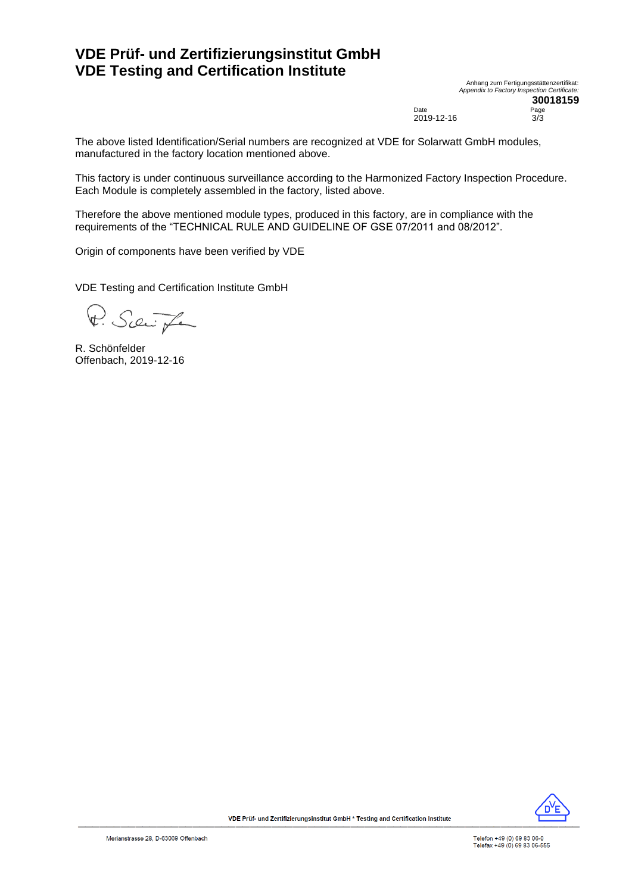# VDE Prüf- und Zertifizierungsinstitut GmbH
# VDE Testing and Certification Institute

Anhang zum Fertigungsstättenzertifikat:
*Appendix to Factory Inspection Certificate:*
**30018159**

Date
2019-12-16

The above listed Identification/Serial numbers are recognized at VDE for Solarwatt GmbH modules, manufactured in the factory location mentioned above.

This factory is under continuous surveillance according to the Harmonized Factory Inspection Procedure. Each Module is completely assembled in the factory, listed above.

Therefore the above mentioned module types, produced in this factory, are in compliance with the requirements of the "TECHNICAL RULE AND GUIDELINE OF GSE 07/2011 and 08/2012".

Origin of components have been verified by VDE

VDE Testing and Certification Institute GmbH

R. Schönfelder
Offenbach, 2019-12-16